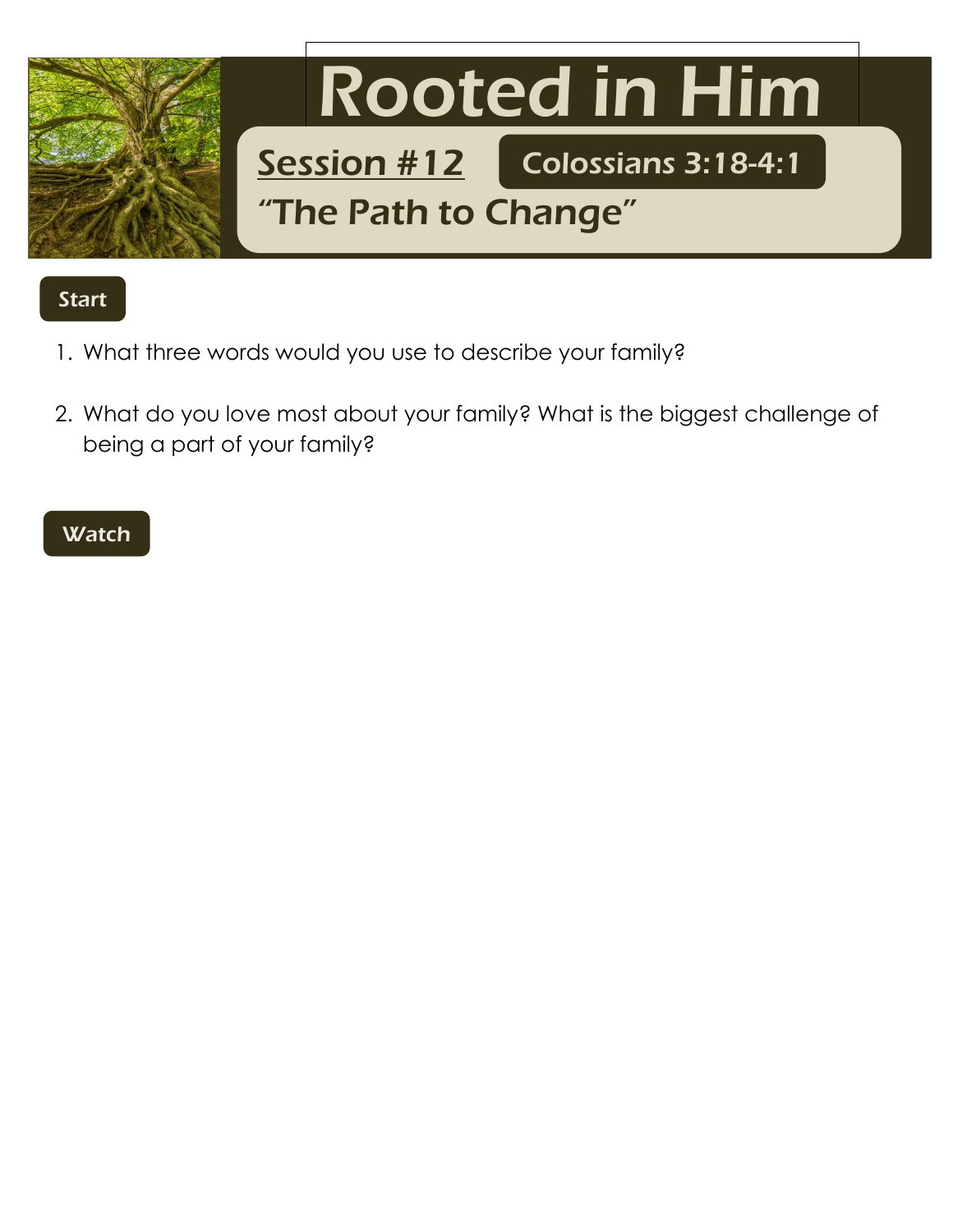# Rooted in Him

## Session #12

**Colossians 3:18-4:1**

## "The Path to Change"

### Start

1. What three words would you use to describe your family?

2. What do you love most about your family? What is the biggest challenge of being a part of your family?

### Watch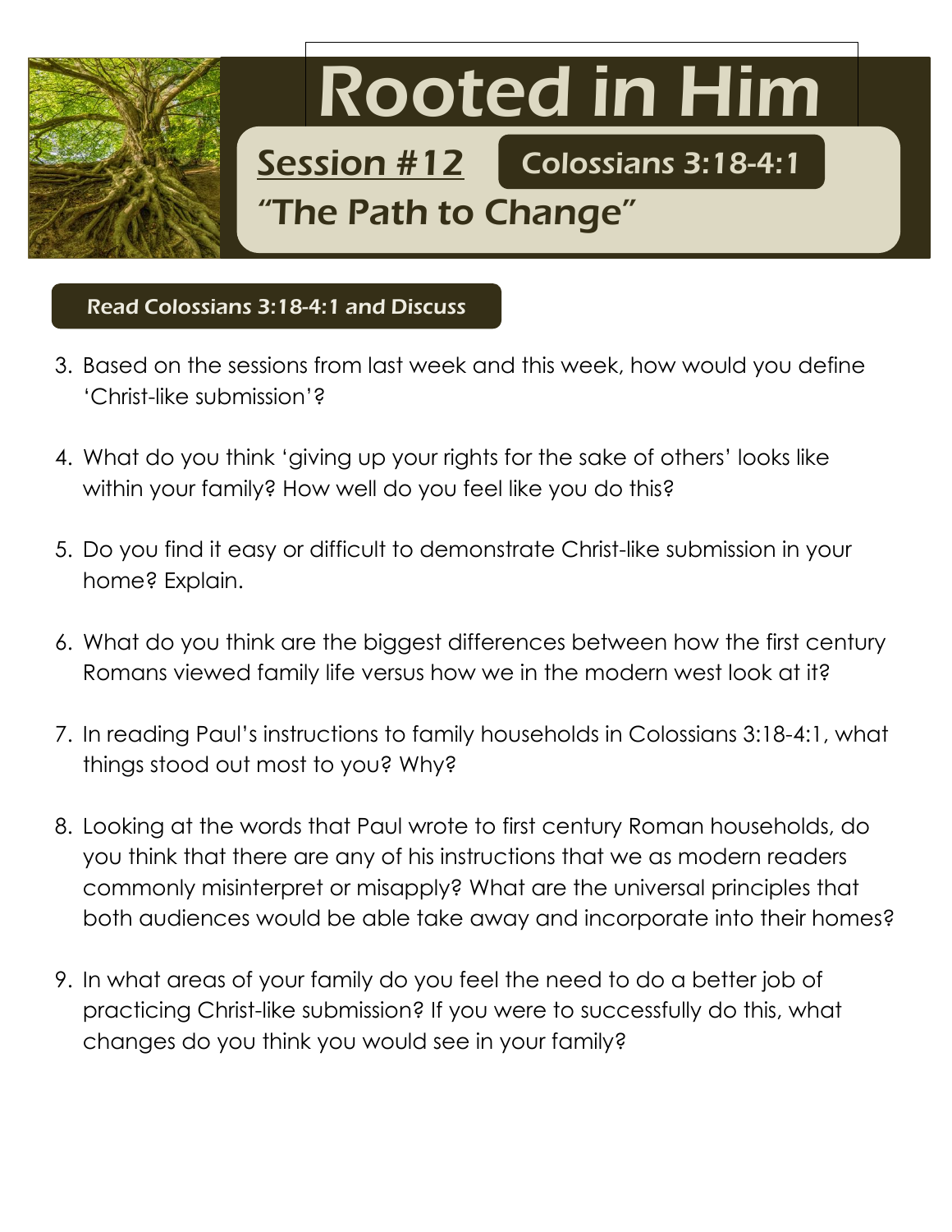# Rooted in Him

## Session #12 — Colossians 3:18-4:1

## "The Path to Change"

### Read Colossians 3:18-4:1 and Discuss

3. Based on the sessions from last week and this week, how would you define 'Christ-like submission'?

4. What do you think 'giving up your rights for the sake of others' looks like within your family? How well do you feel like you do this?

5. Do you find it easy or difficult to demonstrate Christ-like submission in your home? Explain.

6. What do you think are the biggest differences between how the first century Romans viewed family life versus how we in the modern west look at it?

7. In reading Paul's instructions to family households in Colossians 3:18-4:1, what things stood out most to you? Why?

8. Looking at the words that Paul wrote to first century Roman households, do you think that there are any of his instructions that we as modern readers commonly misinterpret or misapply? What are the universal principles that both audiences would be able take away and incorporate into their homes?

9. In what areas of your family do you feel the need to do a better job of practicing Christ-like submission? If you were to successfully do this, what changes do you think you would see in your family?